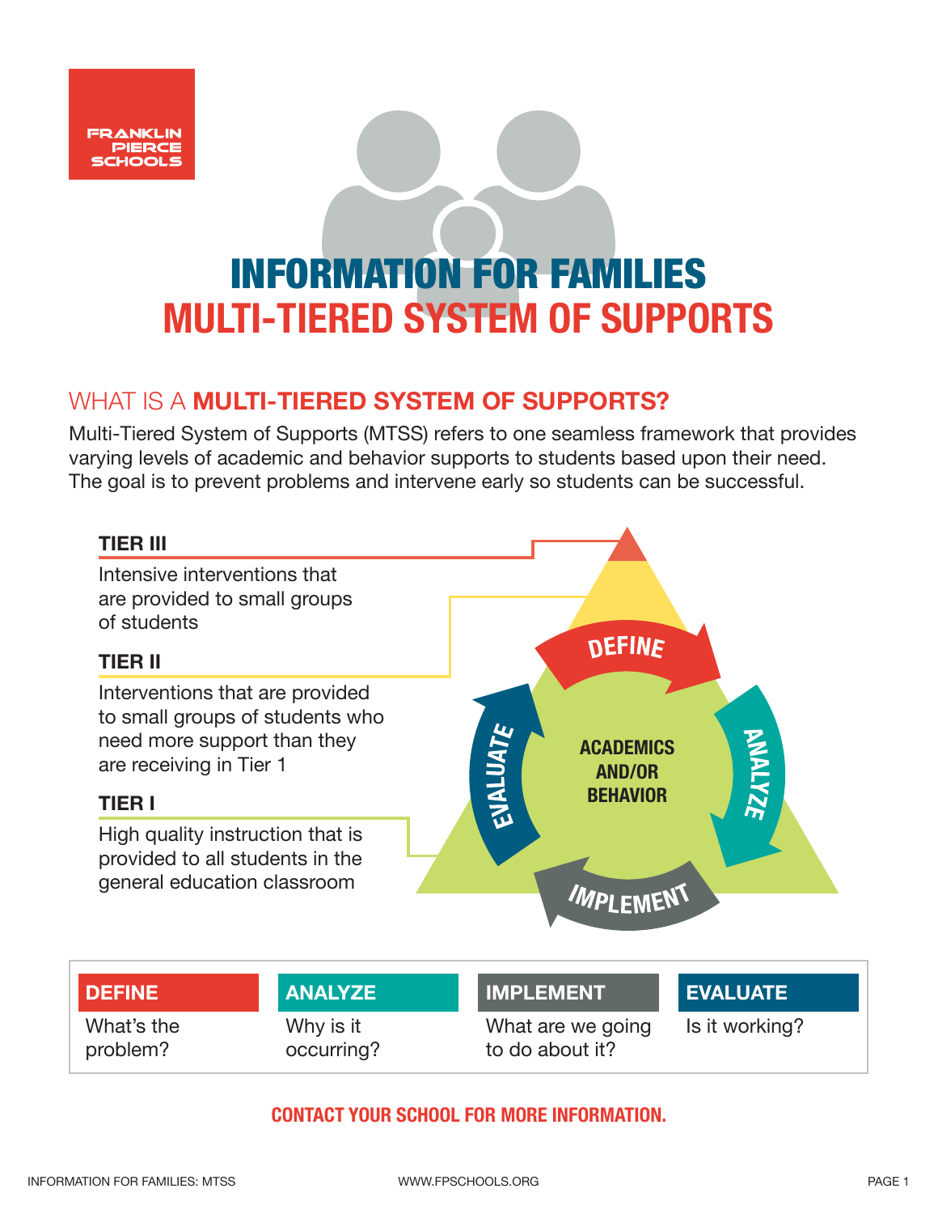FRANKLIN PIERCE SCHOOLS

# INFORMATION FOR FAMILIES
# MULTI-TIERED SYSTEM OF SUPPORTS

## WHAT IS A **MULTI-TIERED SYSTEM OF SUPPORTS?**

Multi-Tiered System of Supports (MTSS) refers to one seamless framework that provides varying levels of academic and behavior supports to students based upon their need. The goal is to prevent problems and intervene early so students can be successful.

**TIER III**

Intensive interventions that are provided to small groups of students

**TIER II**

Interventions that are provided to small groups of students who need more support than they are receiving in Tier 1

**TIER I**

High quality instruction that is provided to all students in the general education classroom

DEFINE

ANALYZE

IMPLEMENT

EVALUATE

ACADEMICS AND/OR BEHAVIOR

| DEFINE | ANALYZE | IMPLEMENT | EVALUATE |
|---|---|---|---|
| What's the problem? | Why is it occurring? | What are we going to do about it? | Is it working? |

**CONTACT YOUR SCHOOL FOR MORE INFORMATION.**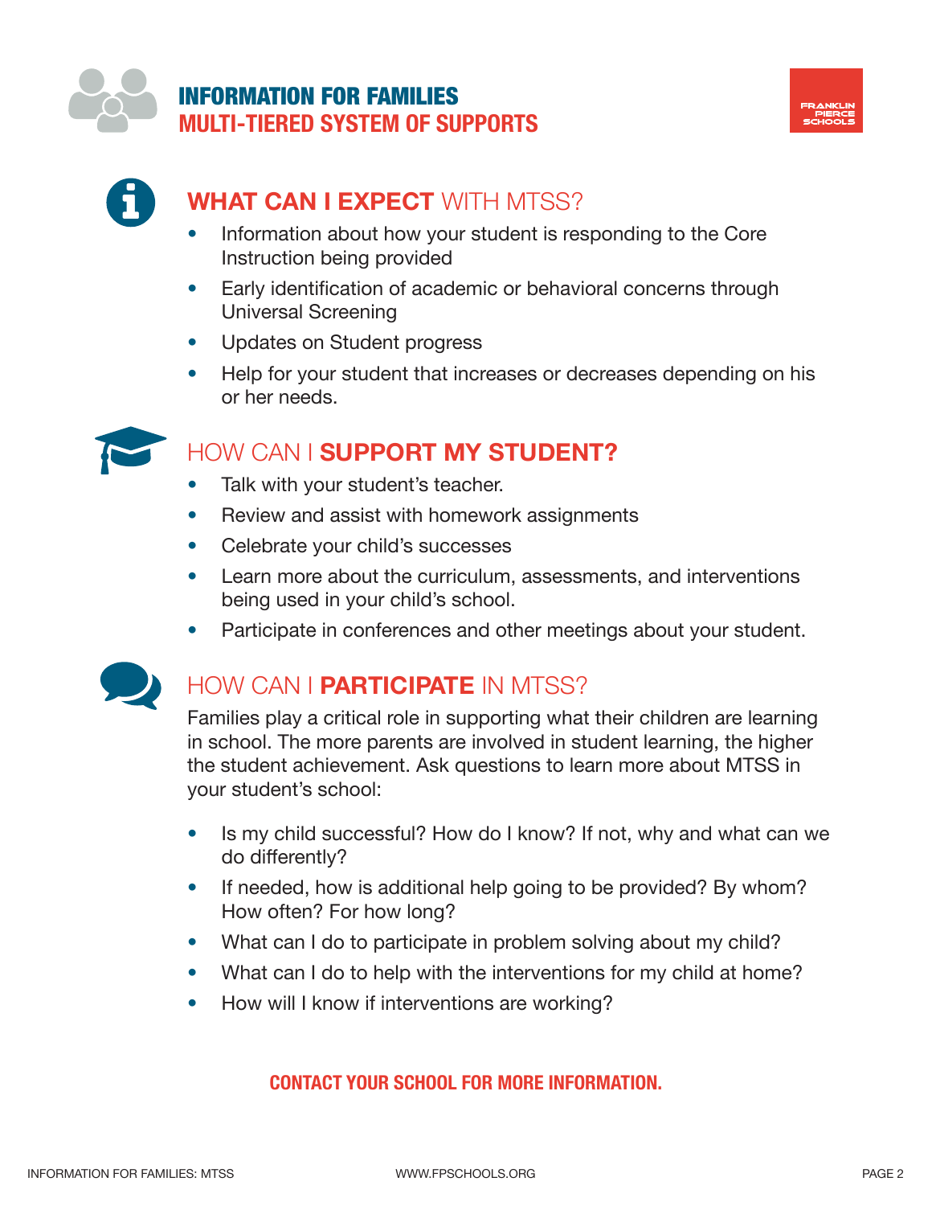# INFORMATION FOR FAMILIES
# MULTI-TIERED SYSTEM OF SUPPORTS

FRANKLIN PIERCE SCHOOLS

## WHAT CAN I EXPECT WITH MTSS?

- Information about how your student is responding to the Core Instruction being provided
- Early identification of academic or behavioral concerns through Universal Screening
- Updates on Student progress
- Help for your student that increases or decreases depending on his or her needs.

## HOW CAN I SUPPORT MY STUDENT?

- Talk with your student's teacher.
- Review and assist with homework assignments
- Celebrate your child's successes
- Learn more about the curriculum, assessments, and interventions being used in your child's school.
- Participate in conferences and other meetings about your student.

## HOW CAN I PARTICIPATE IN MTSS?

Families play a critical role in supporting what their children are learning in school. The more parents are involved in student learning, the higher the student achievement. Ask questions to learn more about MTSS in your student's school:

- Is my child successful? How do I know? If not, why and what can we do differently?
- If needed, how is additional help going to be provided? By whom? How often? For how long?
- What can I do to participate in problem solving about my child?
- What can I do to help with the interventions for my child at home?
- How will I know if interventions are working?

**CONTACT YOUR SCHOOL FOR MORE INFORMATION.**